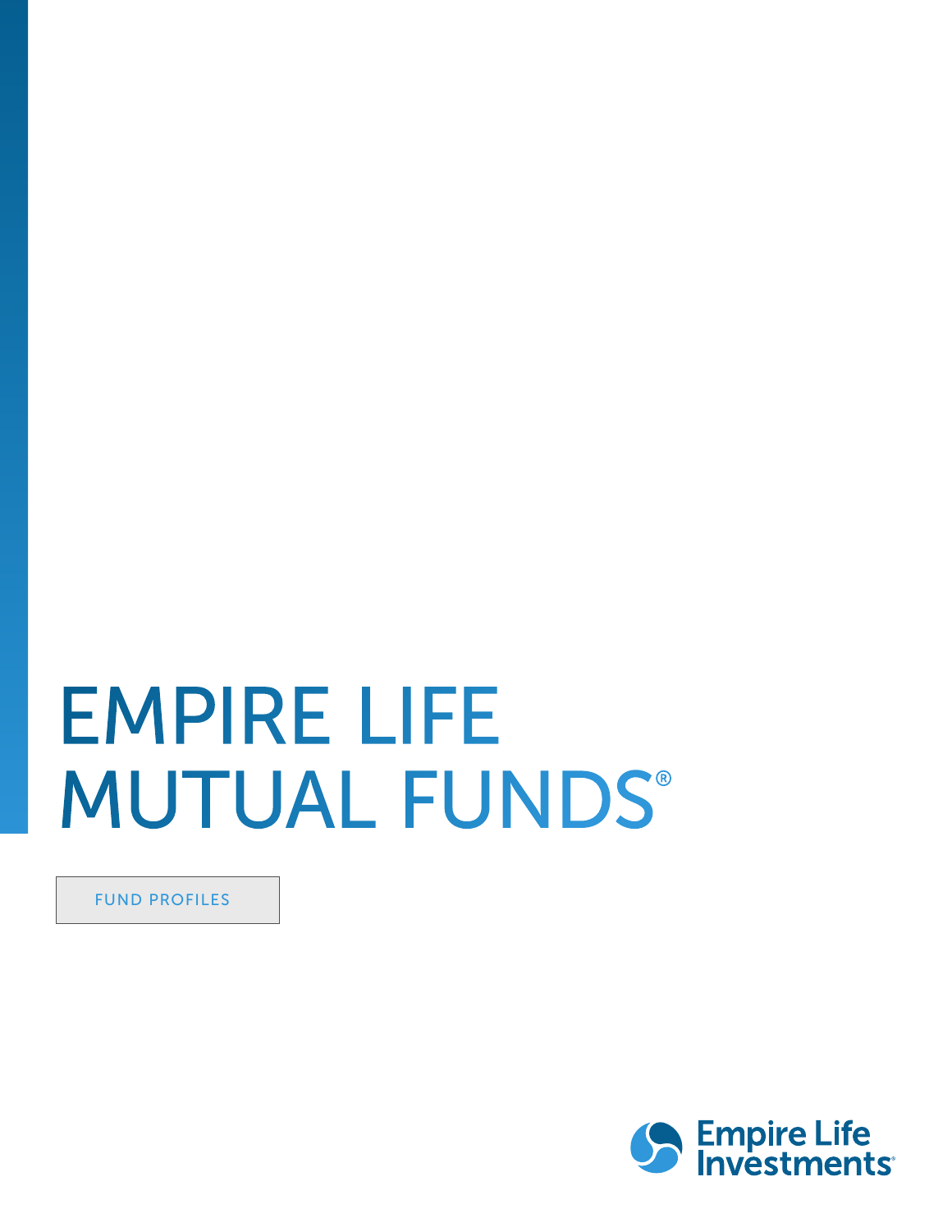# EMPIRE LIFE MUTUAL FUNDS®

FUND PROFILES

Empire Life Investments®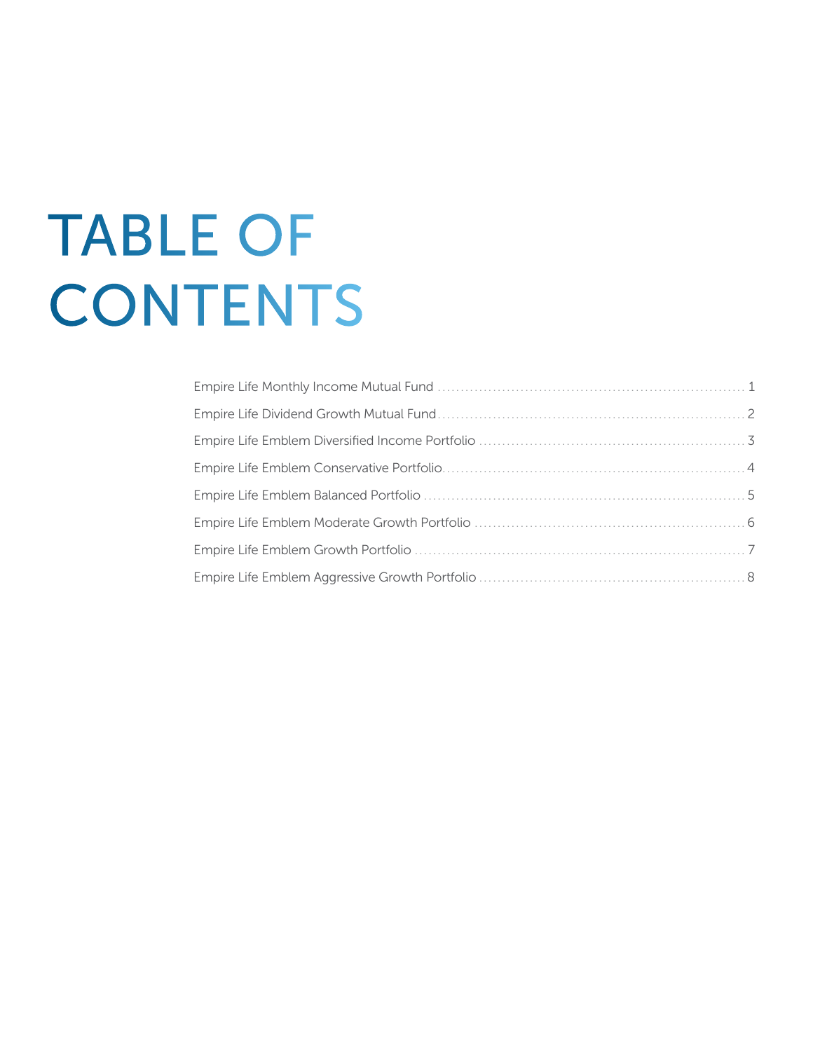# TABLE OF CONTENTS

Empire Life Monthly Income Mutual Fund ........................................ 1

Empire Life Dividend Growth Mutual Fund ........................................ 2

Empire Life Emblem Diversified Income Portfolio ........................................ 3

Empire Life Emblem Conservative Portfolio ........................................ 4

Empire Life Emblem Balanced Portfolio ........................................ 5

Empire Life Emblem Moderate Growth Portfolio ........................................ 6

Empire Life Emblem Growth Portfolio ........................................ 7

Empire Life Emblem Aggressive Growth Portfolio ........................................ 8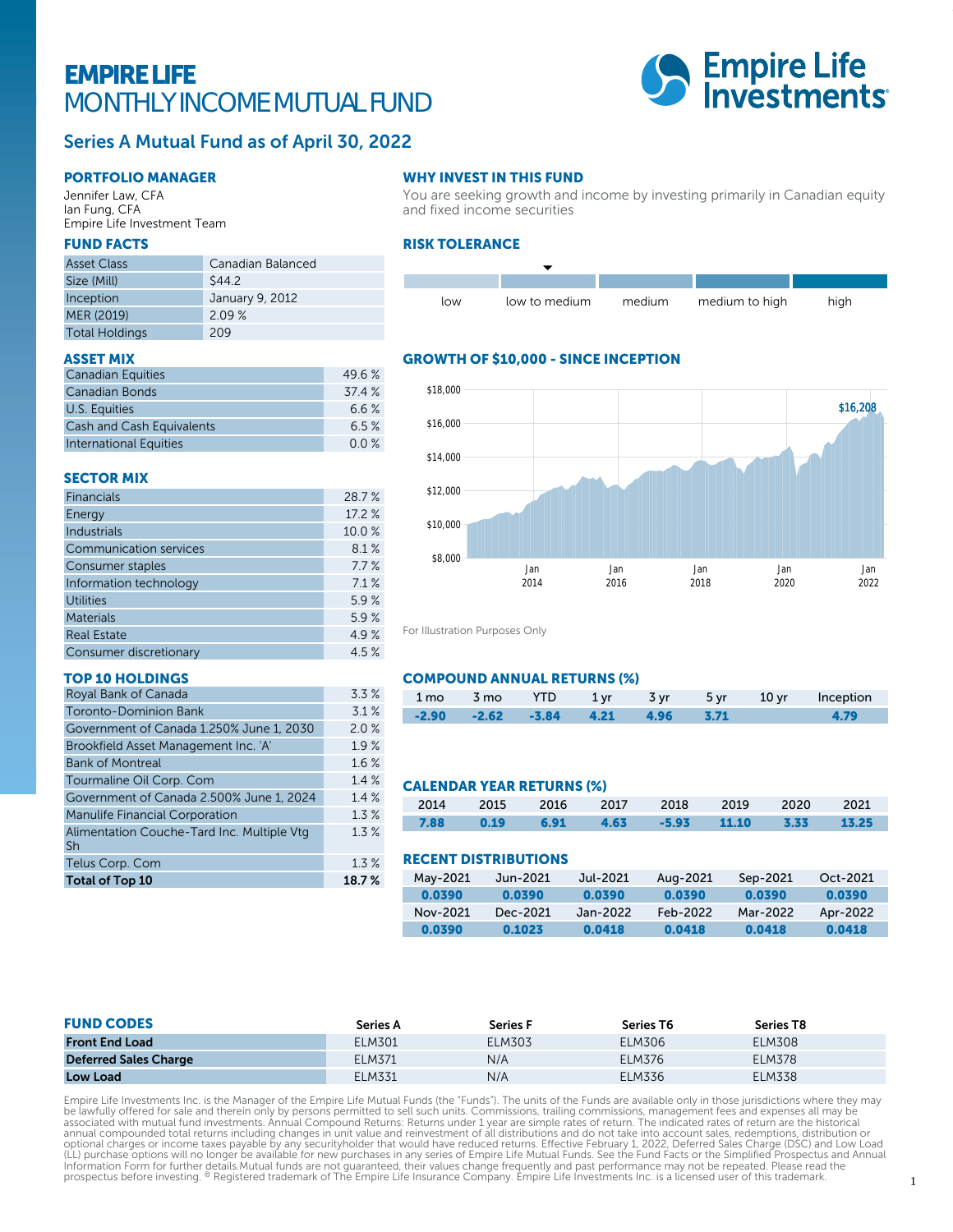# EMPIRE LIFE MONTHLY INCOME MUTUAL FUND

Empire Life Investments

## Series A Mutual Fund as of April 30, 2022

### PORTFOLIO MANAGER

Jennifer Law, CFA
Ian Fung, CFA
Empire Life Investment Team

### FUND FACTS

| | |
|---|---|
| Asset Class | Canadian Balanced |
| Size (Mill) | $44.2 |
| Inception | January 9, 2012 |
| MER (2019) | 2.09 % |
| Total Holdings | 209 |

### ASSET MIX

| | |
|---|---|
| Canadian Equities | 49.6 % |
| Canadian Bonds | 37.4 % |
| U.S. Equities | 6.6 % |
| Cash and Cash Equivalents | 6.5 % |
| International Equities | 0.0 % |

### SECTOR MIX

| | |
|---|---|
| Financials | 28.7 % |
| Energy | 17.2 % |
| Industrials | 10.0 % |
| Communication services | 8.1 % |
| Consumer staples | 7.7 % |
| Information technology | 7.1 % |
| Utilities | 5.9 % |
| Materials | 5.9 % |
| Real Estate | 4.9 % |
| Consumer discretionary | 4.5 % |

### TOP 10 HOLDINGS

| | |
|---|---|
| Royal Bank of Canada | 3.3 % |
| Toronto-Dominion Bank | 3.1 % |
| Government of Canada 1.250% June 1, 2030 | 2.0 % |
| Brookfield Asset Management Inc. 'A' | 1.9 % |
| Bank of Montreal | 1.6 % |
| Tourmaline Oil Corp. Com | 1.4 % |
| Government of Canada 2.500% June 1, 2024 | 1.4 % |
| Manulife Financial Corporation | 1.3 % |
| Alimentation Couche-Tard Inc. Multiple Vtg Sh | 1.3 % |
| Telus Corp. Com | 1.3 % |
| **Total of Top 10** | **18.7 %** |

### WHY INVEST IN THIS FUND

You are seeking growth and income by investing primarily in Canadian equity and fixed income securities

### RISK TOLERANCE

low | **low to medium** | medium | medium to high | high

### GROWTH OF $10,000 - SINCE INCEPTION

$16,208

For Illustration Purposes Only

### COMPOUND ANNUAL RETURNS (%)

| 1 mo | 3 mo | YTD | 1 yr | 3 yr | 5 yr | 10 yr | Inception |
|---|---|---|---|---|---|---|---|
| -2.90 | -2.62 | -3.84 | 4.21 | 4.96 | 3.71 | | 4.79 |

### CALENDAR YEAR RETURNS (%)

| 2014 | 2015 | 2016 | 2017 | 2018 | 2019 | 2020 | 2021 |
|---|---|---|---|---|---|---|---|
| 7.88 | 0.19 | 6.91 | 4.63 | -5.93 | 11.10 | 3.33 | 13.25 |

### RECENT DISTRIBUTIONS

| May-2021 | Jun-2021 | Jul-2021 | Aug-2021 | Sep-2021 | Oct-2021 |
|---|---|---|---|---|---|
| 0.0390 | 0.0390 | 0.0390 | 0.0390 | 0.0390 | 0.0390 |
| **Nov-2021** | **Dec-2021** | **Jan-2022** | **Feb-2022** | **Mar-2022** | **Apr-2022** |
| 0.0390 | 0.1023 | 0.0418 | 0.0418 | 0.0418 | 0.0418 |

### FUND CODES

| | Series A | Series F | Series T6 | Series T8 |
|---|---|---|---|---|
| **Front End Load** | ELM301 | ELM303 | ELM306 | ELM308 |
| **Deferred Sales Charge** | ELM371 | N/A | ELM376 | ELM378 |
| **Low Load** | ELM331 | N/A | ELM336 | ELM338 |

Empire Life Investments Inc. is the Manager of the Empire Life Mutual Funds (the "Funds"). The units of the Funds are available only in those jurisdictions where they may be lawfully offered for sale and therein only by persons permitted to sell such units. Commissions, trailing commissions, management fees and expenses all may be associated with mutual fund investments. Annual Compound Returns: Returns under 1 year are simple rates of return. The indicated rates of return are the historical annual compounded total returns including changes in unit value and reinvestment of all distributions and do not take into account sales, redemptions, distribution or optional charges or income taxes payable by any securityholder that would have reduced returns. Effective February 1, 2022, Deferred Sales Charge (DSC) and Low Load (LL) purchase options will no longer be available for new purchases in any series of Empire Life Mutual Funds. See the Fund Facts or the Simplified Prospectus and Annual Information Form for further details.Mutual funds are not guaranteed, their values change frequently and past performance may not be repeated. Please read the prospectus before investing. ® Registered trademark of The Empire Life Insurance Company. Empire Life Investments Inc. is a licensed user of this trademark.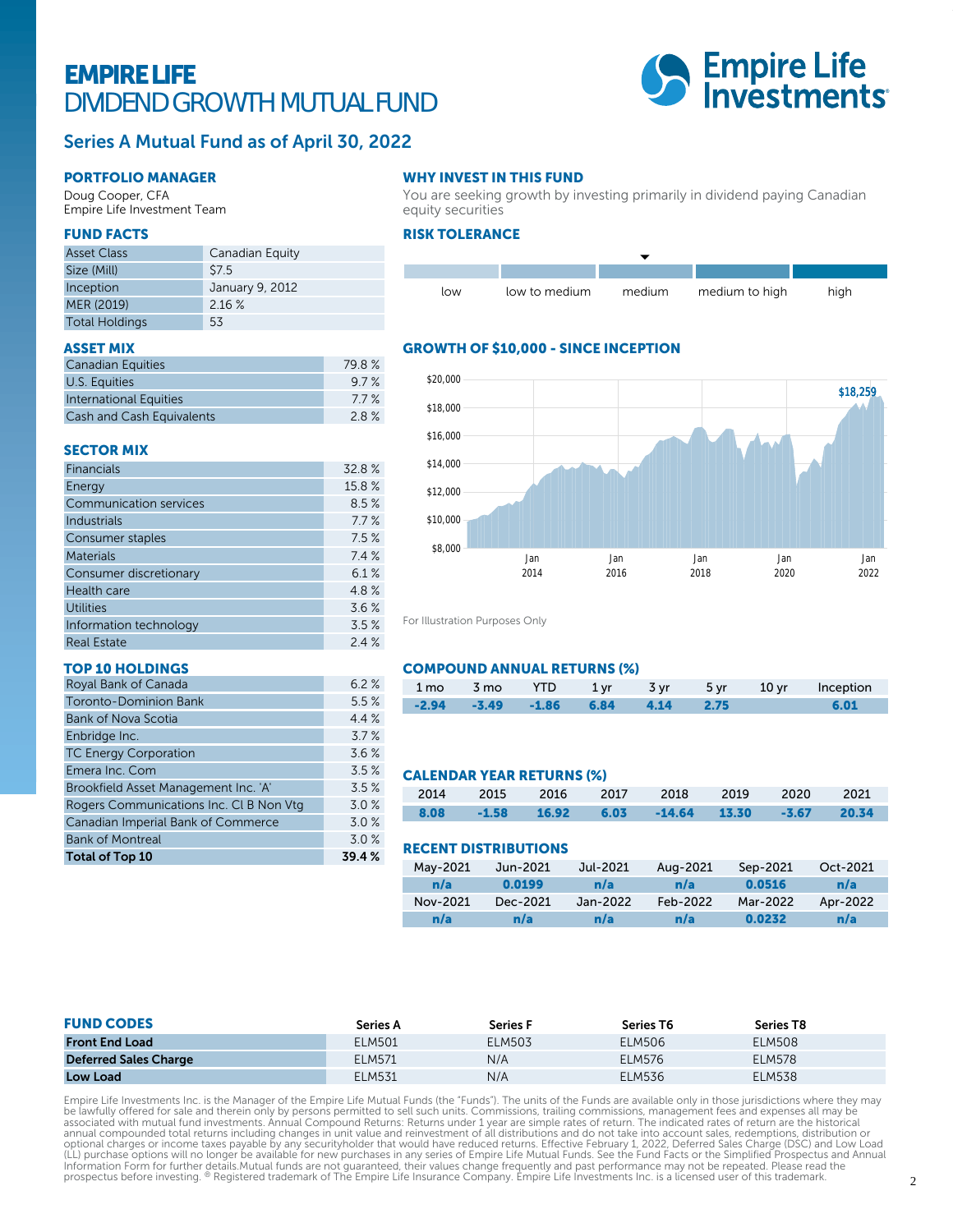# EMPIRE LIFE DIVIDEND GROWTH MUTUAL FUND

Empire Life Investments

## Series A Mutual Fund as of April 30, 2022

### PORTFOLIO MANAGER

Doug Cooper, CFA
Empire Life Investment Team

### FUND FACTS

| | |
|---|---|
| Asset Class | Canadian Equity |
| Size (Mill) | $7.5 |
| Inception | January 9, 2012 |
| MER (2019) | 2.16 % |
| Total Holdings | 53 |

### ASSET MIX

| | |
|---|---|
| Canadian Equities | 79.8 % |
| U.S. Equities | 9.7 % |
| International Equities | 7.7 % |
| Cash and Cash Equivalents | 2.8 % |

### SECTOR MIX

| | |
|---|---|
| Financials | 32.8 % |
| Energy | 15.8 % |
| Communication services | 8.5 % |
| Industrials | 7.7 % |
| Consumer staples | 7.5 % |
| Materials | 7.4 % |
| Consumer discretionary | 6.1 % |
| Health care | 4.8 % |
| Utilities | 3.6 % |
| Information technology | 3.5 % |
| Real Estate | 2.4 % |

### TOP 10 HOLDINGS

| | |
|---|---|
| Royal Bank of Canada | 6.2 % |
| Toronto-Dominion Bank | 5.5 % |
| Bank of Nova Scotia | 4.4 % |
| Enbridge Inc. | 3.7 % |
| TC Energy Corporation | 3.6 % |
| Emera Inc. Com | 3.5 % |
| Brookfield Asset Management Inc. 'A' | 3.5 % |
| Rogers Communications Inc. Cl B Non Vtg | 3.0 % |
| Canadian Imperial Bank of Commerce | 3.0 % |
| Bank of Montreal | 3.0 % |
| **Total of Top 10** | **39.4 %** |

### WHY INVEST IN THIS FUND

You are seeking growth by investing primarily in dividend paying Canadian equity securities

### RISK TOLERANCE

low | low to medium | **medium** | medium to high | high

### GROWTH OF $10,000 - SINCE INCEPTION

$18,259

For Illustration Purposes Only

### COMPOUND ANNUAL RETURNS (%)

| 1 mo | 3 mo | YTD | 1 yr | 3 yr | 5 yr | 10 yr | Inception |
|---|---|---|---|---|---|---|---|
| -2.94 | -3.49 | -1.86 | 6.84 | 4.14 | 2.75 | | 6.01 |

### CALENDAR YEAR RETURNS (%)

| 2014 | 2015 | 2016 | 2017 | 2018 | 2019 | 2020 | 2021 |
|---|---|---|---|---|---|---|---|
| 8.08 | -1.58 | 16.92 | 6.03 | -14.64 | 13.30 | -3.67 | 20.34 |

### RECENT DISTRIBUTIONS

| May-2021 | Jun-2021 | Jul-2021 | Aug-2021 | Sep-2021 | Oct-2021 |
|---|---|---|---|---|---|
| n/a | 0.0199 | n/a | n/a | 0.0516 | n/a |
| **Nov-2021** | **Dec-2021** | **Jan-2022** | **Feb-2022** | **Mar-2022** | **Apr-2022** |
| n/a | n/a | n/a | n/a | 0.0232 | n/a |

### FUND CODES

| | Series A | Series F | Series T6 | Series T8 |
|---|---|---|---|---|
| **Front End Load** | ELM501 | ELM503 | ELM506 | ELM508 |
| **Deferred Sales Charge** | ELM571 | N/A | ELM576 | ELM578 |
| **Low Load** | ELM531 | N/A | ELM536 | ELM538 |

Empire Life Investments Inc. is the Manager of the Empire Life Mutual Funds (the "Funds"). The units of the Funds are available only in those jurisdictions where they may be lawfully offered for sale and therein only by persons permitted to sell such units. Commissions, trailing commissions, management fees and expenses all may be associated with mutual fund investments. Annual Compound Returns: Returns under 1 year are simple rates of return. The indicated rates of return are the historical annual compounded total returns including changes in unit value and reinvestment of all distributions and do not take into account sales, redemptions, distribution or optional charges or income taxes payable by any securityholder that would have reduced returns. Effective February 1, 2022, Deferred Sales Charge (DSC) and Low Load (LL) purchase options will no longer be available for new purchases in any series of Empire Life Mutual Funds. See the Fund Facts or the Simplified Prospectus and Annual Information Form for further details.Mutual funds are not guaranteed, their values change frequently and past performance may not be repeated. Please read the prospectus before investing. ® Registered trademark of The Empire Life Insurance Company. Empire Life Investments Inc. is a licensed user of this trademark.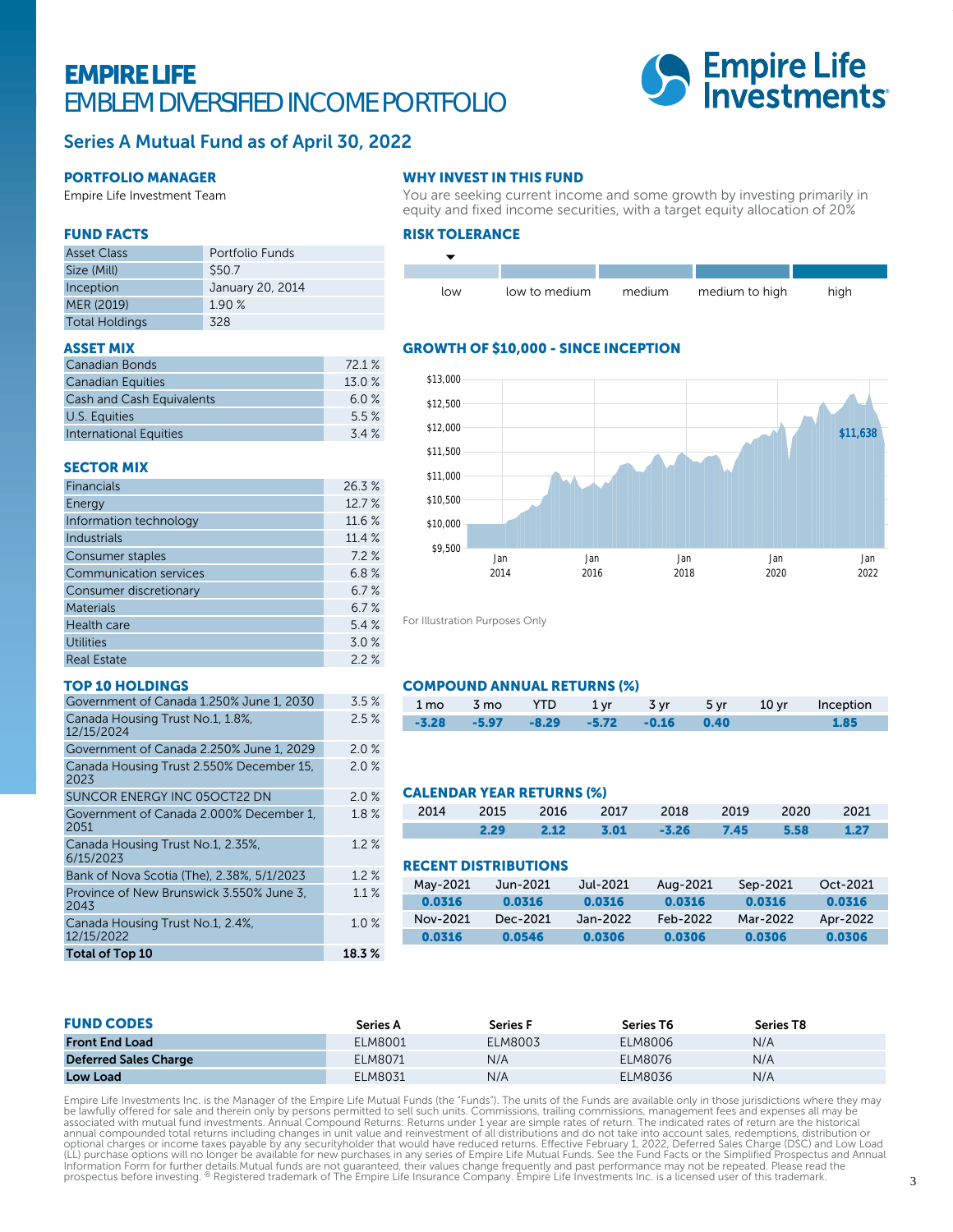# EMPIRE LIFE
# EMBLEM DIVERSIFIED INCOME PORTFOLIO

## Series A Mutual Fund as of April 30, 2022

### PORTFOLIO MANAGER

Empire Life Investment Team

### FUND FACTS

| | |
|---|---|
| Asset Class | Portfolio Funds |
| Size (Mill) | $50.7 |
| Inception | January 20, 2014 |
| MER (2019) | 1.90 % |
| Total Holdings | 328 |

### ASSET MIX

| | |
|---|---|
| Canadian Bonds | 72.1 % |
| Canadian Equities | 13.0 % |
| Cash and Cash Equivalents | 6.0 % |
| U.S. Equities | 5.5 % |
| International Equities | 3.4 % |

### SECTOR MIX

| | |
|---|---|
| Financials | 26.3 % |
| Energy | 12.7 % |
| Information technology | 11.6 % |
| Industrials | 11.4 % |
| Consumer staples | 7.2 % |
| Communication services | 6.8 % |
| Consumer discretionary | 6.7 % |
| Materials | 6.7 % |
| Health care | 5.4 % |
| Utilities | 3.0 % |
| Real Estate | 2.2 % |

### TOP 10 HOLDINGS

| | |
|---|---|
| Government of Canada 1.250% June 1, 2030 | 3.5 % |
| Canada Housing Trust No.1, 1.8%, 12/15/2024 | 2.5 % |
| Government of Canada 2.250% June 1, 2029 | 2.0 % |
| Canada Housing Trust 2.550% December 15, 2023 | 2.0 % |
| SUNCOR ENERGY INC 05OCT22 DN | 2.0 % |
| Government of Canada 2.000% December 1, 2051 | 1.8 % |
| Canada Housing Trust No.1, 2.35%, 6/15/2023 | 1.2 % |
| Bank of Nova Scotia (The), 2.38%, 5/1/2023 | 1.2 % |
| Province of New Brunswick 3.550% June 3, 2043 | 1.1 % |
| Canada Housing Trust No.1, 2.4%, 12/15/2022 | 1.0 % |
| **Total of Top 10** | **18.3 %** |

### WHY INVEST IN THIS FUND

You are seeking current income and some growth by investing primarily in equity and fixed income securities, with a target equity allocation of 20%

### RISK TOLERANCE

low | low to medium | medium | medium to high | high

(Indicator: low)

### GROWTH OF $10,000 - SINCE INCEPTION

$11,638

For Illustration Purposes Only

### COMPOUND ANNUAL RETURNS (%)

| 1 mo | 3 mo | YTD | 1 yr | 3 yr | 5 yr | 10 yr | Inception |
|---|---|---|---|---|---|---|---|
| -3.28 | -5.97 | -8.29 | -5.72 | -0.16 | 0.40 | | 1.85 |

### CALENDAR YEAR RETURNS (%)

| 2014 | 2015 | 2016 | 2017 | 2018 | 2019 | 2020 | 2021 |
|---|---|---|---|---|---|---|---|
| | 2.29 | 2.12 | 3.01 | -3.26 | 7.45 | 5.58 | 1.27 |

### RECENT DISTRIBUTIONS

| May-2021 | Jun-2021 | Jul-2021 | Aug-2021 | Sep-2021 | Oct-2021 |
|---|---|---|---|---|---|
| 0.0316 | 0.0316 | 0.0316 | 0.0316 | 0.0316 | 0.0316 |
| **Nov-2021** | **Dec-2021** | **Jan-2022** | **Feb-2022** | **Mar-2022** | **Apr-2022** |
| 0.0316 | 0.0546 | 0.0306 | 0.0306 | 0.0306 | 0.0306 |

### FUND CODES

| | Series A | Series F | Series T6 | Series T8 |
|---|---|---|---|---|
| **Front End Load** | ELM8001 | ELM8003 | ELM8006 | N/A |
| **Deferred Sales Charge** | ELM8071 | N/A | ELM8076 | N/A |
| **Low Load** | ELM8031 | N/A | ELM8036 | N/A |

Empire Life Investments Inc. is the Manager of the Empire Life Mutual Funds (the "Funds"). The units of the Funds are available only in those jurisdictions where they may be lawfully offered for sale and therein only by persons permitted to sell such units. Commissions, trailing commissions, management fees and expenses all may be associated with mutual fund investments. Annual Compound Returns: Returns under 1 year are simple rates of return. The indicated rates of return are the historical annual compounded total returns including changes in unit value and reinvestment of all distributions and do not take into account sales, redemptions, distribution or optional charges or income taxes payable by any securityholder that would have reduced returns. Effective February 1, 2022, Deferred Sales Charge (DSC) and Low Load (LL) purchase options will no longer be available for new purchases in any series of Empire Life Mutual Funds. See the Fund Facts or the Simplified Prospectus and Annual Information Form for further details.Mutual funds are not guaranteed, their values change frequently and past performance may not be repeated. Please read the prospectus before investing. ® Registered trademark of The Empire Life Insurance Company. Empire Life Investments Inc. is a licensed user of this trademark.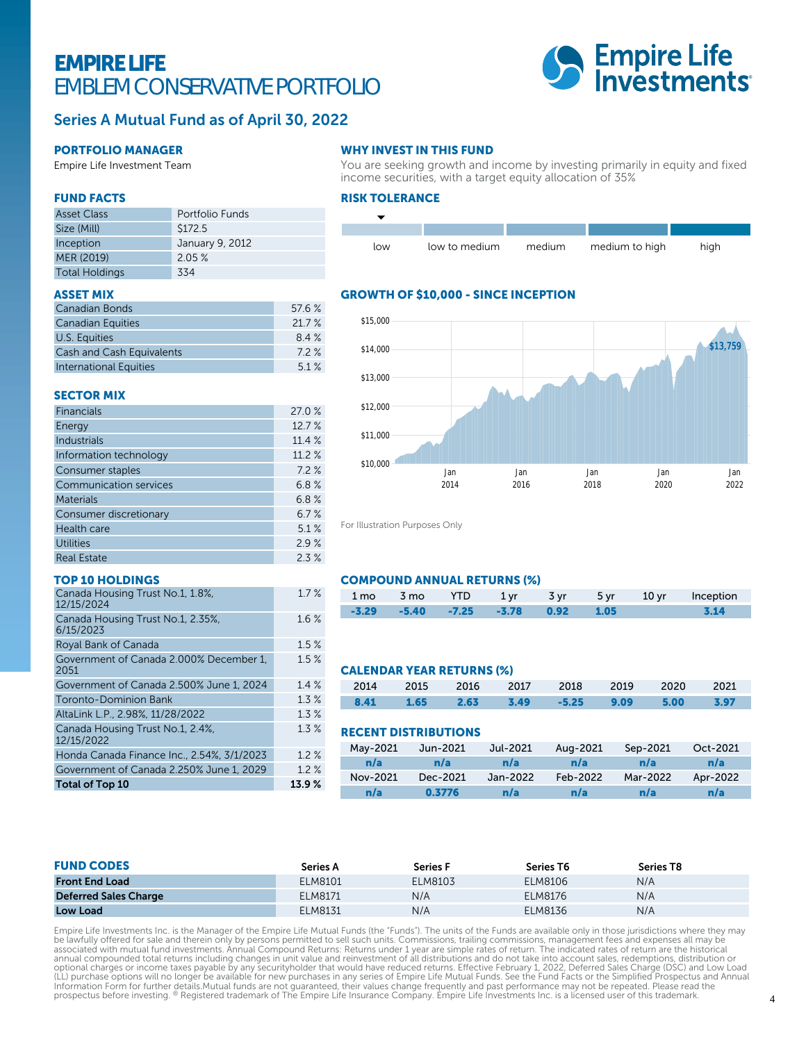# EMPIRE LIFE
# EMBLEM CONSERVATIVE PORTFOLIO

Empire Life Investments

## Series A Mutual Fund as of April 30, 2022

### PORTFOLIO MANAGER

Empire Life Investment Team

### WHY INVEST IN THIS FUND

You are seeking growth and income by investing primarily in equity and fixed income securities, with a target equity allocation of 35%

### FUND FACTS

| | |
|---|---|
| Asset Class | Portfolio Funds |
| Size (Mill) | $172.5 |
| Inception | January 9, 2012 |
| MER (2019) | 2.05 % |
| Total Holdings | 334 |

### RISK TOLERANCE

low | low to medium | medium | medium to high | high

(Indicator: low)

### ASSET MIX

| | |
|---|---|
| Canadian Bonds | 57.6 % |
| Canadian Equities | 21.7 % |
| U.S. Equities | 8.4 % |
| Cash and Cash Equivalents | 7.2 % |
| International Equities | 5.1 % |

### GROWTH OF $10,000 - SINCE INCEPTION

$13,759

For Illustration Purposes Only

### SECTOR MIX

| | |
|---|---|
| Financials | 27.0 % |
| Energy | 12.7 % |
| Industrials | 11.4 % |
| Information technology | 11.2 % |
| Consumer staples | 7.2 % |
| Communication services | 6.8 % |
| Materials | 6.8 % |
| Consumer discretionary | 6.7 % |
| Health care | 5.1 % |
| Utilities | 2.9 % |
| Real Estate | 2.3 % |

### TOP 10 HOLDINGS

| | |
|---|---|
| Canada Housing Trust No.1, 1.8%, 12/15/2024 | 1.7 % |
| Canada Housing Trust No.1, 2.35%, 6/15/2023 | 1.6 % |
| Royal Bank of Canada | 1.5 % |
| Government of Canada 2.000% December 1, 2051 | 1.5 % |
| Government of Canada 2.500% June 1, 2024 | 1.4 % |
| Toronto-Dominion Bank | 1.3 % |
| AltaLink L.P., 2.98%, 11/28/2022 | 1.3 % |
| Canada Housing Trust No.1, 2.4%, 12/15/2022 | 1.3 % |
| Honda Canada Finance Inc., 2.54%, 3/1/2023 | 1.2 % |
| Government of Canada 2.250% June 1, 2029 | 1.2 % |
| **Total of Top 10** | **13.9 %** |

### COMPOUND ANNUAL RETURNS (%)

| 1 mo | 3 mo | YTD | 1 yr | 3 yr | 5 yr | 10 yr | Inception |
|---|---|---|---|---|---|---|---|
| -3.29 | -5.40 | -7.25 | -3.78 | 0.92 | 1.05 | | 3.14 |

### CALENDAR YEAR RETURNS (%)

| 2014 | 2015 | 2016 | 2017 | 2018 | 2019 | 2020 | 2021 |
|---|---|---|---|---|---|---|---|
| 8.41 | 1.65 | 2.63 | 3.49 | -5.25 | 9.09 | 5.00 | 3.97 |

### RECENT DISTRIBUTIONS

| May-2021 | Jun-2021 | Jul-2021 | Aug-2021 | Sep-2021 | Oct-2021 |
|---|---|---|---|---|---|
| n/a | n/a | n/a | n/a | n/a | n/a |
| **Nov-2021** | **Dec-2021** | **Jan-2022** | **Feb-2022** | **Mar-2022** | **Apr-2022** |
| n/a | 0.3776 | n/a | n/a | n/a | n/a |

### FUND CODES

| | Series A | Series F | Series T6 | Series T8 |
|---|---|---|---|---|
| **Front End Load** | ELM8101 | ELM8103 | ELM8106 | N/A |
| **Deferred Sales Charge** | ELM8171 | N/A | ELM8176 | N/A |
| **Low Load** | ELM8131 | N/A | ELM8136 | N/A |

Empire Life Investments Inc. is the Manager of the Empire Life Mutual Funds (the "Funds"). The units of the Funds are available only in those jurisdictions where they may be lawfully offered for sale and therein only by persons permitted to sell such units. Commissions, trailing commissions, management fees and expenses all may be associated with mutual fund investments. Annual Compound Returns: Returns under 1 year are simple rates of return. The indicated rates of return are the historical annual compounded total returns including changes in unit value and reinvestment of all distributions and do not take into account sales, redemptions, distribution or optional charges or income taxes payable by any securityholder that would have reduced returns. Effective February 1, 2022, Deferred Sales Charge (DSC) and Low Load (LL) purchase options will no longer be available for new purchases in any series of Empire Life Mutual Funds. See the Fund Facts or the Simplified Prospectus and Annual Information Form for further details.Mutual funds are not guaranteed, their values change frequently and past performance may not be repeated. Please read the prospectus before investing. ® Registered trademark of The Empire Life Insurance Company. Empire Life Investments Inc. is a licensed user of this trademark.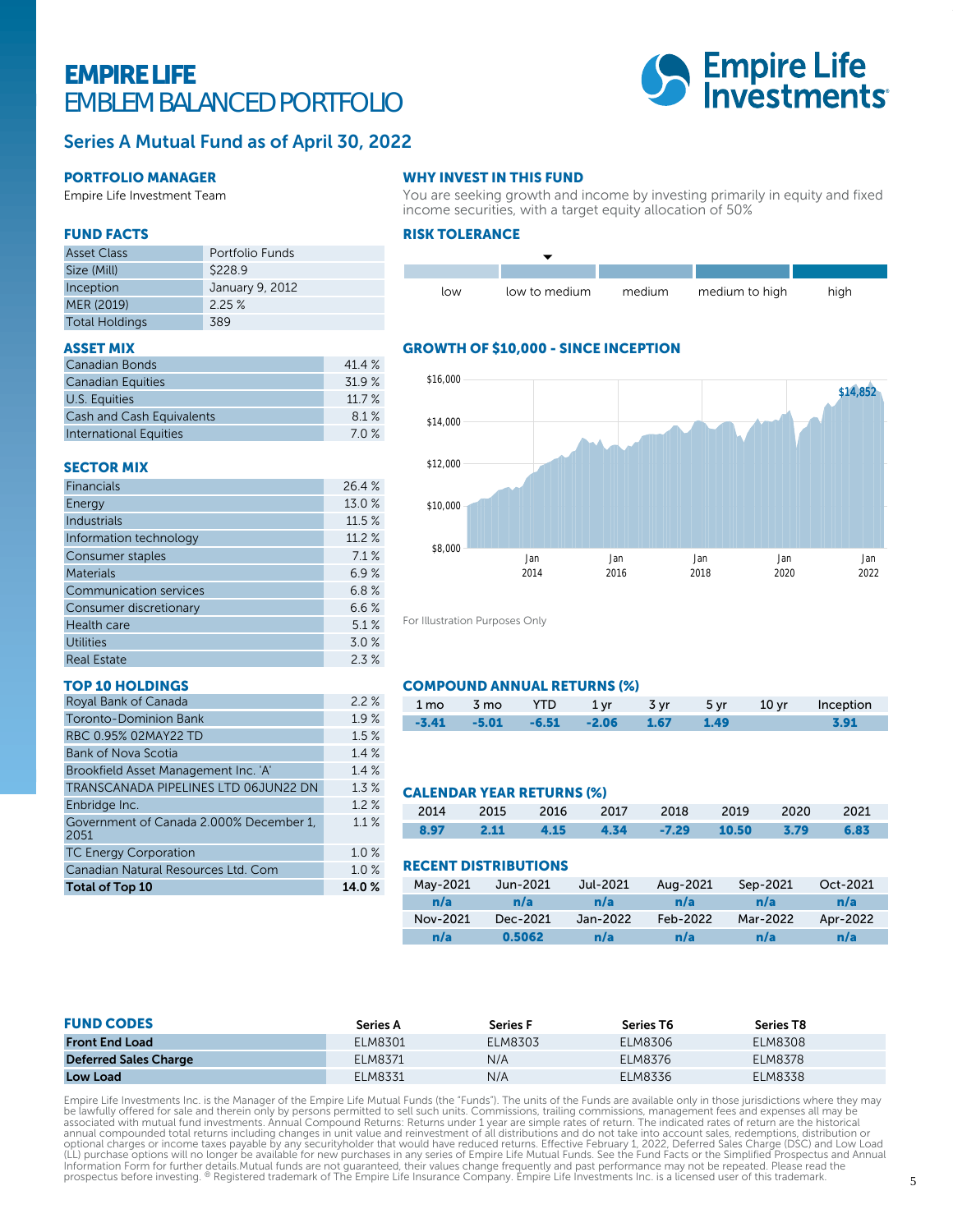# EMPIRE LIFE
## EMBLEM BALANCED PORTFOLIO

### Series A Mutual Fund as of April 30, 2022

#### PORTFOLIO MANAGER

Empire Life Investment Team

#### FUND FACTS

| | |
|---|---|
| Asset Class | Portfolio Funds |
| Size (Mill) | $228.9 |
| Inception | January 9, 2012 |
| MER (2019) | 2.25 % |
| Total Holdings | 389 |

#### ASSET MIX

| | |
|---|---|
| Canadian Bonds | 41.4 % |
| Canadian Equities | 31.9 % |
| U.S. Equities | 11.7 % |
| Cash and Cash Equivalents | 8.1 % |
| International Equities | 7.0 % |

#### SECTOR MIX

| | |
|---|---|
| Financials | 26.4 % |
| Energy | 13.0 % |
| Industrials | 11.5 % |
| Information technology | 11.2 % |
| Consumer staples | 7.1 % |
| Materials | 6.9 % |
| Communication services | 6.8 % |
| Consumer discretionary | 6.6 % |
| Health care | 5.1 % |
| Utilities | 3.0 % |
| Real Estate | 2.3 % |

#### TOP 10 HOLDINGS

| | |
|---|---|
| Royal Bank of Canada | 2.2 % |
| Toronto-Dominion Bank | 1.9 % |
| RBC 0.95% 02MAY22 TD | 1.5 % |
| Bank of Nova Scotia | 1.4 % |
| Brookfield Asset Management Inc. 'A' | 1.4 % |
| TRANSCANADA PIPELINES LTD 06JUN22 DN | 1.3 % |
| Enbridge Inc. | 1.2 % |
| Government of Canada 2.000% December 1, 2051 | 1.1 % |
| TC Energy Corporation | 1.0 % |
| Canadian Natural Resources Ltd. Com | 1.0 % |
| **Total of Top 10** | **14.0 %** |

#### WHY INVEST IN THIS FUND

You are seeking growth and income by investing primarily in equity and fixed income securities, with a target equity allocation of 50%

#### RISK TOLERANCE

low | **low to medium** | medium | medium to high | high

#### GROWTH OF $10,000 - SINCE INCEPTION

$14,852

For Illustration Purposes Only

#### COMPOUND ANNUAL RETURNS (%)

| 1 mo | 3 mo | YTD | 1 yr | 3 yr | 5 yr | 10 yr | Inception |
|---|---|---|---|---|---|---|---|
| -3.41 | -5.01 | -6.51 | -2.06 | 1.67 | 1.49 | | 3.91 |

#### CALENDAR YEAR RETURNS (%)

| 2014 | 2015 | 2016 | 2017 | 2018 | 2019 | 2020 | 2021 |
|---|---|---|---|---|---|---|---|
| 8.97 | 2.11 | 4.15 | 4.34 | -7.29 | 10.50 | 3.79 | 6.83 |

#### RECENT DISTRIBUTIONS

| May-2021 | Jun-2021 | Jul-2021 | Aug-2021 | Sep-2021 | Oct-2021 |
|---|---|---|---|---|---|
| n/a | n/a | n/a | n/a | n/a | n/a |
| **Nov-2021** | **Dec-2021** | **Jan-2022** | **Feb-2022** | **Mar-2022** | **Apr-2022** |
| n/a | 0.5062 | n/a | n/a | n/a | n/a |

#### FUND CODES

| | Series A | Series F | Series T6 | Series T8 |
|---|---|---|---|---|
| **Front End Load** | ELM8301 | ELM8303 | ELM8306 | ELM8308 |
| **Deferred Sales Charge** | ELM8371 | N/A | ELM8376 | ELM8378 |
| **Low Load** | ELM8331 | N/A | ELM8336 | ELM8338 |

Empire Life Investments Inc. is the Manager of the Empire Life Mutual Funds (the "Funds"). The units of the Funds are available only in those jurisdictions where they may be lawfully offered for sale and therein only by persons permitted to sell such units. Commissions, trailing commissions, management fees and expenses all may be associated with mutual fund investments. Annual Compound Returns: Returns under 1 year are simple rates of return. The indicated rates of return are the historical annual compounded total returns including changes in unit value and reinvestment of all distributions and do not take into account sales, redemptions, distribution or optional charges or income taxes payable by any securityholder that would have reduced returns. Effective February 1, 2022, Deferred Sales Charge (DSC) and Low Load (LL) purchase options will no longer be available for new purchases in any series of Empire Life Mutual Funds. See the Fund Facts or the Simplified Prospectus and Annual Information Form for further details.Mutual funds are not guaranteed, their values change frequently and past performance may not be repeated. Please read the prospectus before investing. ® Registered trademark of The Empire Life Insurance Company. Empire Life Investments Inc. is a licensed user of this trademark.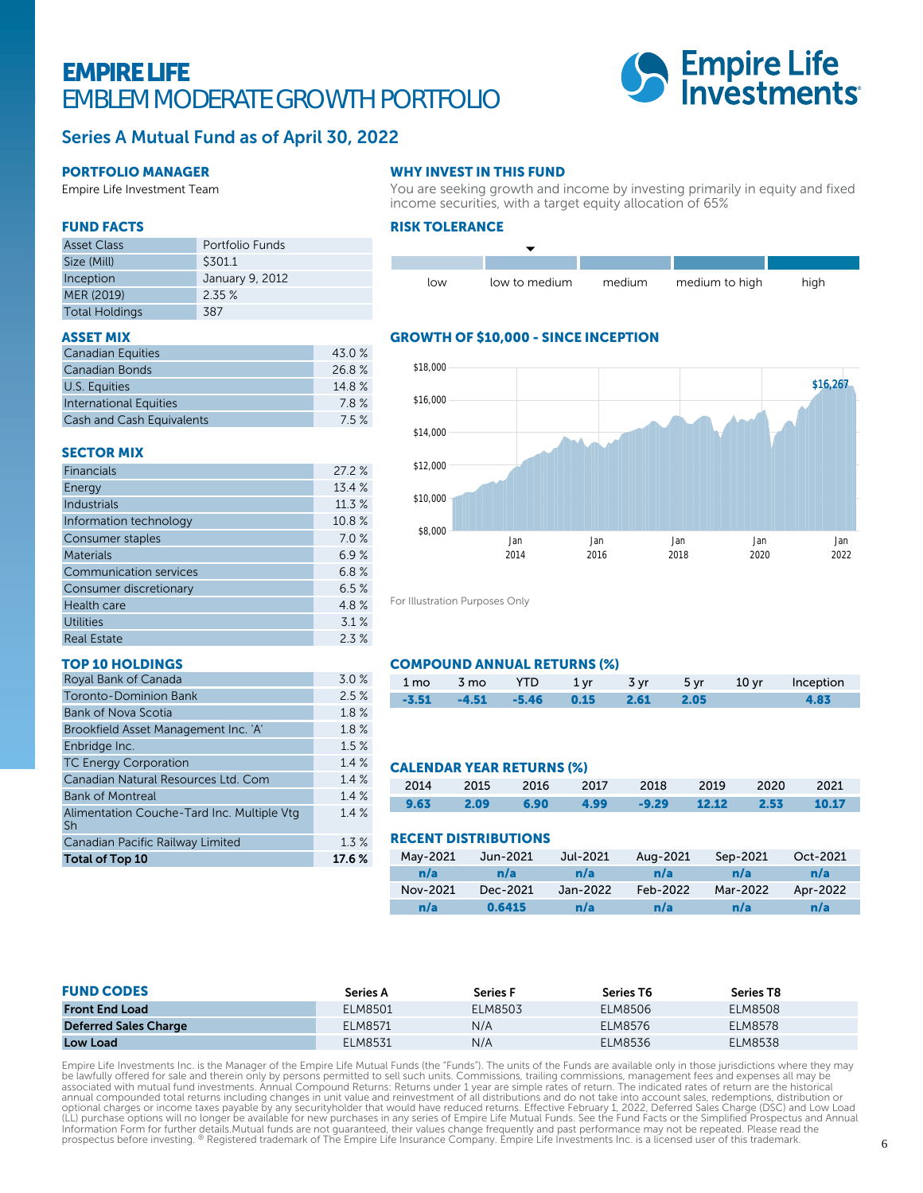# EMPIRE LIFE
## EMBLEM MODERATE GROWTH PORTFOLIO

Empire Life Investments

### Series A Mutual Fund as of April 30, 2022

### PORTFOLIO MANAGER

Empire Life Investment Team

### WHY INVEST IN THIS FUND

You are seeking growth and income by investing primarily in equity and fixed income securities, with a target equity allocation of 65%

### FUND FACTS

| | |
|---|---|
| Asset Class | Portfolio Funds |
| Size (Mill) | $301.1 |
| Inception | January 9, 2012 |
| MER (2019) | 2.35 % |
| Total Holdings | 387 |

### RISK TOLERANCE

low | **low to medium** | medium | medium to high | high

### ASSET MIX

| | |
|---|---|
| Canadian Equities | 43.0 % |
| Canadian Bonds | 26.8 % |
| U.S. Equities | 14.8 % |
| International Equities | 7.8 % |
| Cash and Cash Equivalents | 7.5 % |

### GROWTH OF $10,000 - SINCE INCEPTION

$16,267

For Illustration Purposes Only

### SECTOR MIX

| | |
|---|---|
| Financials | 27.2 % |
| Energy | 13.4 % |
| Industrials | 11.3 % |
| Information technology | 10.8 % |
| Consumer staples | 7.0 % |
| Materials | 6.9 % |
| Communication services | 6.8 % |
| Consumer discretionary | 6.5 % |
| Health care | 4.8 % |
| Utilities | 3.1 % |
| Real Estate | 2.3 % |

### TOP 10 HOLDINGS

| | |
|---|---|
| Royal Bank of Canada | 3.0 % |
| Toronto-Dominion Bank | 2.5 % |
| Bank of Nova Scotia | 1.8 % |
| Brookfield Asset Management Inc. 'A' | 1.8 % |
| Enbridge Inc. | 1.5 % |
| TC Energy Corporation | 1.4 % |
| Canadian Natural Resources Ltd. Com | 1.4 % |
| Bank of Montreal | 1.4 % |
| Alimentation Couche-Tard Inc. Multiple Vtg Sh | 1.4 % |
| Canadian Pacific Railway Limited | 1.3 % |
| **Total of Top 10** | **17.6 %** |

### COMPOUND ANNUAL RETURNS (%)

| 1 mo | 3 mo | YTD | 1 yr | 3 yr | 5 yr | 10 yr | Inception |
|---|---|---|---|---|---|---|---|
| -3.51 | -4.51 | -5.46 | 0.15 | 2.61 | 2.05 | | 4.83 |

### CALENDAR YEAR RETURNS (%)

| 2014 | 2015 | 2016 | 2017 | 2018 | 2019 | 2020 | 2021 |
|---|---|---|---|---|---|---|---|
| 9.63 | 2.09 | 6.90 | 4.99 | -9.29 | 12.12 | 2.53 | 10.17 |

### RECENT DISTRIBUTIONS

| May-2021 | Jun-2021 | Jul-2021 | Aug-2021 | Sep-2021 | Oct-2021 |
|---|---|---|---|---|---|
| n/a | n/a | n/a | n/a | n/a | n/a |
| **Nov-2021** | **Dec-2021** | **Jan-2022** | **Feb-2022** | **Mar-2022** | **Apr-2022** |
| n/a | 0.6415 | n/a | n/a | n/a | n/a |

### FUND CODES

| | Series A | Series F | Series T6 | Series T8 |
|---|---|---|---|---|
| **Front End Load** | ELM8501 | ELM8503 | ELM8506 | ELM8508 |
| **Deferred Sales Charge** | ELM8571 | N/A | ELM8576 | ELM8578 |
| **Low Load** | ELM8531 | N/A | ELM8536 | ELM8538 |

Empire Life Investments Inc. is the Manager of the Empire Life Mutual Funds (the "Funds"). The units of the Funds are available only in those jurisdictions where they may be lawfully offered for sale and therein only by persons permitted to sell such units. Commissions, trailing commissions, management fees and expenses all may be associated with mutual fund investments. Annual Compound Returns: Returns under 1 year are simple rates of return. The indicated rates of return are the historical annual compounded total returns including changes in unit value and reinvestment of all distributions and do not take into account sales, redemptions, distribution or optional charges or income taxes payable by any securityholder that would have reduced returns. Effective February 1, 2022, Deferred Sales Charge (DSC) and Low Load (LL) purchase options will no longer be available for new purchases in any series of Empire Life Mutual Funds. See the Fund Facts or the Simplified Prospectus and Annual Information Form for further details.Mutual funds are not guaranteed, their values change frequently and past performance may not be repeated. Please read the prospectus before investing. ® Registered trademark of The Empire Life Insurance Company. Empire Life Investments Inc. is a licensed user of this trademark.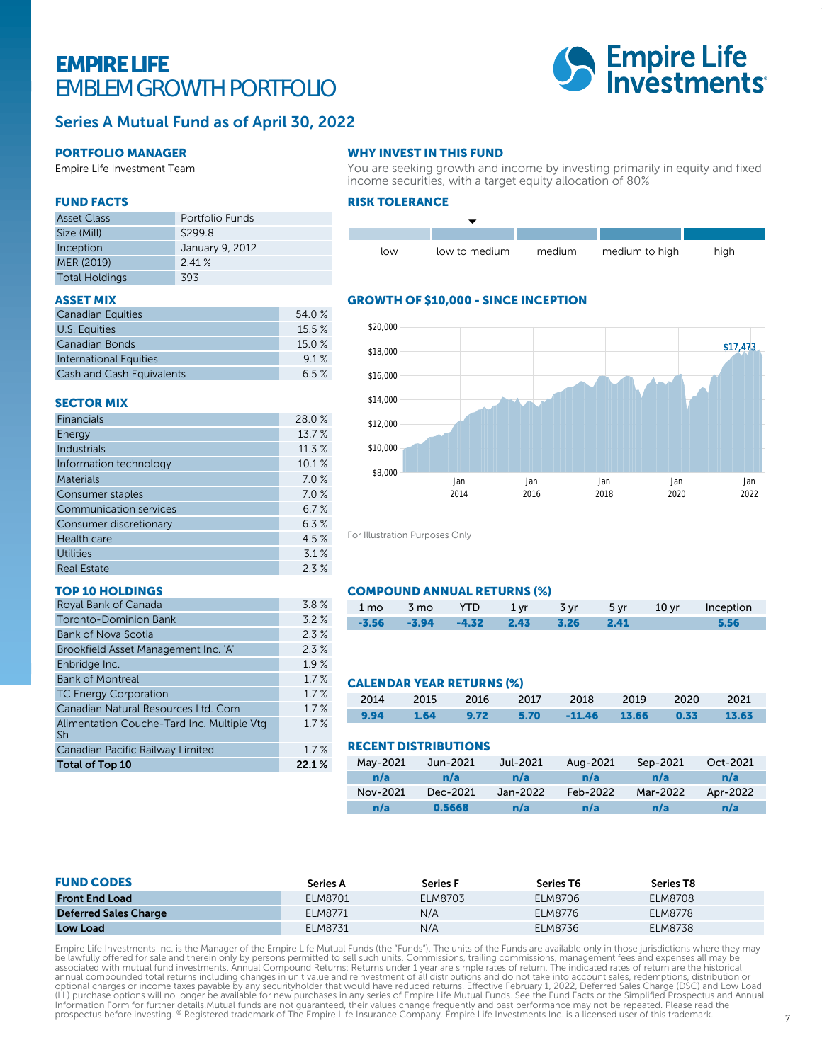# EMPIRE LIFE
## EMBLEM GROWTH PORTFOLIO

### Series A Mutual Fund as of April 30, 2022

#### PORTFOLIO MANAGER

Empire Life Investment Team

#### WHY INVEST IN THIS FUND

You are seeking growth and income by investing primarily in equity and fixed income securities, with a target equity allocation of 80%

#### FUND FACTS

| | |
|---|---|
| Asset Class | Portfolio Funds |
| Size (Mill) | $299.8 |
| Inception | January 9, 2012 |
| MER (2019) | 2.41 % |
| Total Holdings | 393 |

#### RISK TOLERANCE

| low | low to medium | medium | medium to high | high |
|---|---|---|---|---|
| | ▼ | | | |

#### ASSET MIX

| | |
|---|---|
| Canadian Equities | 54.0 % |
| U.S. Equities | 15.5 % |
| Canadian Bonds | 15.0 % |
| International Equities | 9.1 % |
| Cash and Cash Equivalents | 6.5 % |

#### GROWTH OF $10,000 - SINCE INCEPTION

$17,473

For Illustration Purposes Only

#### SECTOR MIX

| | |
|---|---|
| Financials | 28.0 % |
| Energy | 13.7 % |
| Industrials | 11.3 % |
| Information technology | 10.1 % |
| Materials | 7.0 % |
| Consumer staples | 7.0 % |
| Communication services | 6.7 % |
| Consumer discretionary | 6.3 % |
| Health care | 4.5 % |
| Utilities | 3.1 % |
| Real Estate | 2.3 % |

#### TOP 10 HOLDINGS

| | |
|---|---|
| Royal Bank of Canada | 3.8 % |
| Toronto-Dominion Bank | 3.2 % |
| Bank of Nova Scotia | 2.3 % |
| Brookfield Asset Management Inc. 'A' | 2.3 % |
| Enbridge Inc. | 1.9 % |
| Bank of Montreal | 1.7 % |
| TC Energy Corporation | 1.7 % |
| Canadian Natural Resources Ltd. Com | 1.7 % |
| Alimentation Couche-Tard Inc. Multiple Vtg Sh | 1.7 % |
| Canadian Pacific Railway Limited | 1.7 % |
| **Total of Top 10** | **22.1 %** |

#### COMPOUND ANNUAL RETURNS (%)

| 1 mo | 3 mo | YTD | 1 yr | 3 yr | 5 yr | 10 yr | Inception |
|---|---|---|---|---|---|---|---|
| -3.56 | -3.94 | -4.32 | 2.43 | 3.26 | 2.41 | | 5.56 |

#### CALENDAR YEAR RETURNS (%)

| 2014 | 2015 | 2016 | 2017 | 2018 | 2019 | 2020 | 2021 |
|---|---|---|---|---|---|---|---|
| 9.94 | 1.64 | 9.72 | 5.70 | -11.46 | 13.66 | 0.33 | 13.63 |

#### RECENT DISTRIBUTIONS

| May-2021 | Jun-2021 | Jul-2021 | Aug-2021 | Sep-2021 | Oct-2021 |
|---|---|---|---|---|---|
| n/a | n/a | n/a | n/a | n/a | n/a |
| **Nov-2021** | **Dec-2021** | **Jan-2022** | **Feb-2022** | **Mar-2022** | **Apr-2022** |
| n/a | 0.5668 | n/a | n/a | n/a | n/a |

#### FUND CODES

| | Series A | Series F | Series T6 | Series T8 |
|---|---|---|---|---|
| **Front End Load** | ELM8701 | ELM8703 | ELM8706 | ELM8708 |
| **Deferred Sales Charge** | ELM8771 | N/A | ELM8776 | ELM8778 |
| **Low Load** | ELM8731 | N/A | ELM8736 | ELM8738 |

Empire Life Investments Inc. is the Manager of the Empire Life Mutual Funds (the "Funds"). The units of the Funds are available only in those jurisdictions where they may be lawfully offered for sale and therein only by persons permitted to sell such units. Commissions, trailing commissions, management fees and expenses all may be associated with mutual fund investments. Annual Compound Returns: Returns under 1 year are simple rates of return. The indicated rates of return are the historical annual compounded total returns including changes in unit value and reinvestment of all distributions and do not take into account sales, redemptions, distribution or optional charges or income taxes payable by any securityholder that would have reduced returns. Effective February 1, 2022, Deferred Sales Charge (DSC) and Low Load (LL) purchase options will no longer be available for new purchases in any series of Empire Life Mutual Funds. See the Fund Facts or the Simplified Prospectus and Annual Information Form for further details.Mutual funds are not guaranteed, their values change frequently and past performance may not be repeated. Please read the prospectus before investing. ® Registered trademark of The Empire Life Insurance Company. Empire Life Investments Inc. is a licensed user of this trademark.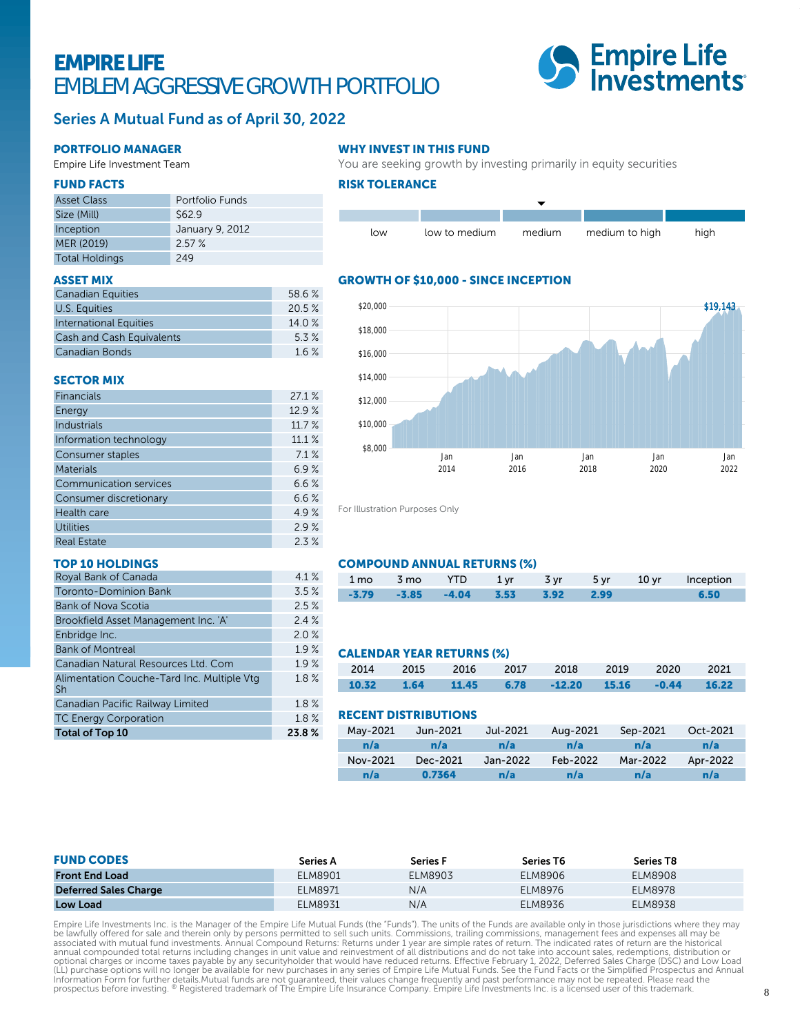# EMPIRE LIFE
## EMBLEM AGGRESSIVE GROWTH PORTFOLIO

### Series A Mutual Fund as of April 30, 2022

#### PORTFOLIO MANAGER

Empire Life Investment Team

#### FUND FACTS

| | |
|---|---|
| Asset Class | Portfolio Funds |
| Size (Mill) | $62.9 |
| Inception | January 9, 2012 |
| MER (2019) | 2.57 % |
| Total Holdings | 249 |

#### ASSET MIX

| | |
|---|---|
| Canadian Equities | 58.6 % |
| U.S. Equities | 20.5 % |
| International Equities | 14.0 % |
| Cash and Cash Equivalents | 5.3 % |
| Canadian Bonds | 1.6 % |

#### SECTOR MIX

| | |
|---|---|
| Financials | 27.1 % |
| Energy | 12.9 % |
| Industrials | 11.7 % |
| Information technology | 11.1 % |
| Consumer staples | 7.1 % |
| Materials | 6.9 % |
| Communication services | 6.6 % |
| Consumer discretionary | 6.6 % |
| Health care | 4.9 % |
| Utilities | 2.9 % |
| Real Estate | 2.3 % |

#### TOP 10 HOLDINGS

| | |
|---|---|
| Royal Bank of Canada | 4.1 % |
| Toronto-Dominion Bank | 3.5 % |
| Bank of Nova Scotia | 2.5 % |
| Brookfield Asset Management Inc. 'A' | 2.4 % |
| Enbridge Inc. | 2.0 % |
| Bank of Montreal | 1.9 % |
| Canadian Natural Resources Ltd. Com | 1.9 % |
| Alimentation Couche-Tard Inc. Multiple Vtg Sh | 1.8 % |
| Canadian Pacific Railway Limited | 1.8 % |
| TC Energy Corporation | 1.8 % |
| **Total of Top 10** | **23.8 %** |

#### WHY INVEST IN THIS FUND

You are seeking growth by investing primarily in equity securities

#### RISK TOLERANCE

low | low to medium | **medium** | medium to high | high

#### GROWTH OF $10,000 - SINCE INCEPTION

$19,143

For Illustration Purposes Only

#### COMPOUND ANNUAL RETURNS (%)

| 1 mo | 3 mo | YTD | 1 yr | 3 yr | 5 yr | 10 yr | Inception |
|---|---|---|---|---|---|---|---|
| -3.79 | -3.85 | -4.04 | 3.53 | 3.92 | 2.99 | | 6.50 |

#### CALENDAR YEAR RETURNS (%)

| 2014 | 2015 | 2016 | 2017 | 2018 | 2019 | 2020 | 2021 |
|---|---|---|---|---|---|---|---|
| 10.32 | 1.64 | 11.45 | 6.78 | -12.20 | 15.16 | -0.44 | 16.22 |

#### RECENT DISTRIBUTIONS

| May-2021 | Jun-2021 | Jul-2021 | Aug-2021 | Sep-2021 | Oct-2021 |
|---|---|---|---|---|---|
| n/a | n/a | n/a | n/a | n/a | n/a |
| **Nov-2021** | **Dec-2021** | **Jan-2022** | **Feb-2022** | **Mar-2022** | **Apr-2022** |
| n/a | 0.7364 | n/a | n/a | n/a | n/a |

#### FUND CODES

| | Series A | Series F | Series T6 | Series T8 |
|---|---|---|---|---|
| **Front End Load** | ELM8901 | ELM8903 | ELM8906 | ELM8908 |
| **Deferred Sales Charge** | ELM8971 | N/A | ELM8976 | ELM8978 |
| **Low Load** | ELM8931 | N/A | ELM8936 | ELM8938 |

Empire Life Investments Inc. is the Manager of the Empire Life Mutual Funds (the "Funds"). The units of the Funds are available only in those jurisdictions where they may be lawfully offered for sale and therein only by persons permitted to sell such units. Commissions, trailing commissions, management fees and expenses all may be associated with mutual fund investments. Annual Compound Returns: Returns under 1 year are simple rates of return. The indicated rates of return are the historical annual compounded total returns including changes in unit value and reinvestment of all distributions and do not take into account sales, redemptions, distribution or optional charges or income taxes payable by any securityholder that would have reduced returns. Effective February 1, 2022, Deferred Sales Charge (DSC) and Low Load (LL) purchase options will no longer be available for new purchases in any series of Empire Life Mutual Funds. See the Fund Facts or the Simplified Prospectus and Annual Information Form for further details.Mutual funds are not guaranteed, their values change frequently and past performance may not be repeated. Please read the prospectus before investing. ® Registered trademark of The Empire Life Insurance Company. Empire Life Investments Inc. is a licensed user of this trademark.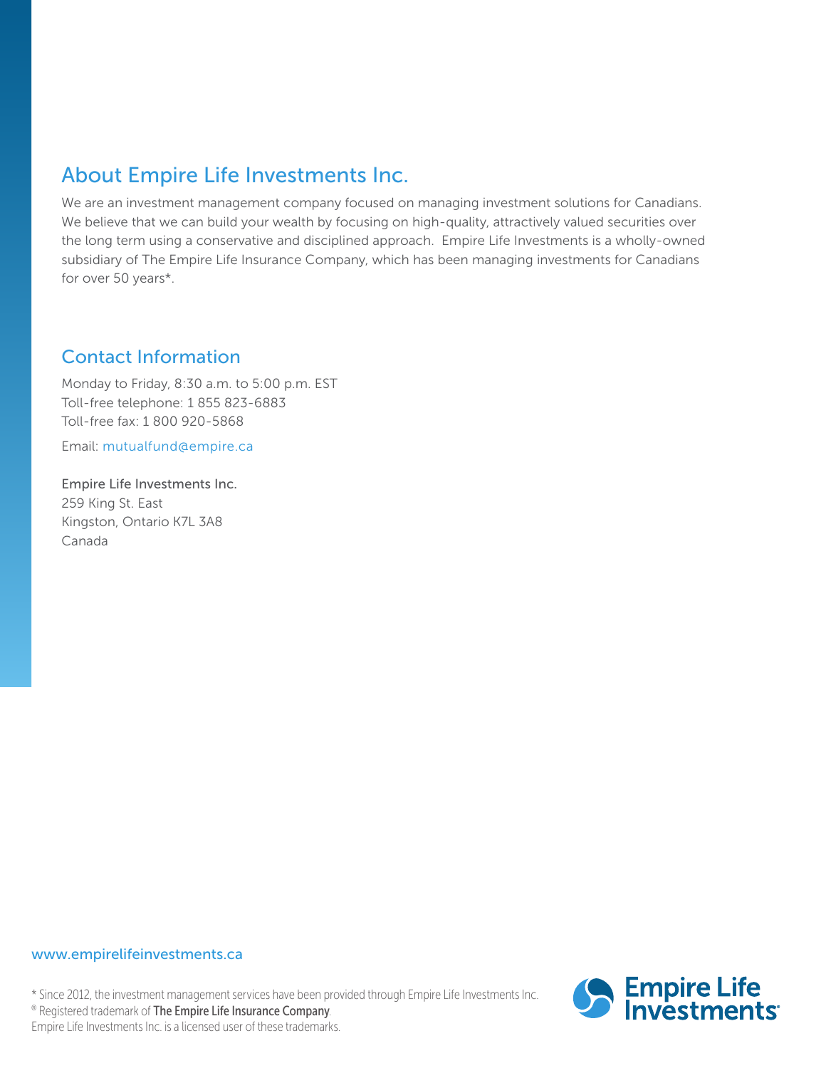## About Empire Life Investments Inc.

We are an investment management company focused on managing investment solutions for Canadians. We believe that we can build your wealth by focusing on high-quality, attractively valued securities over the long term using a conservative and disciplined approach. Empire Life Investments is a wholly-owned subsidiary of The Empire Life Insurance Company, which has been managing investments for Canadians for over 50 years*.

## Contact Information

Monday to Friday, 8:30 a.m. to 5:00 p.m. EST
Toll-free telephone: 1 855 823-6883
Toll-free fax: 1 800 920-5868

Email: mutualfund@empire.ca

Empire Life Investments Inc.
259 King St. East
Kingston, Ontario K7L 3A8
Canada

www.empirelifeinvestments.ca

* Since 2012, the investment management services have been provided through Empire Life Investments Inc.
® Registered trademark of **The Empire Life Insurance Company**.
Empire Life Investments Inc. is a licensed user of these trademarks.

Empire Life Investments®